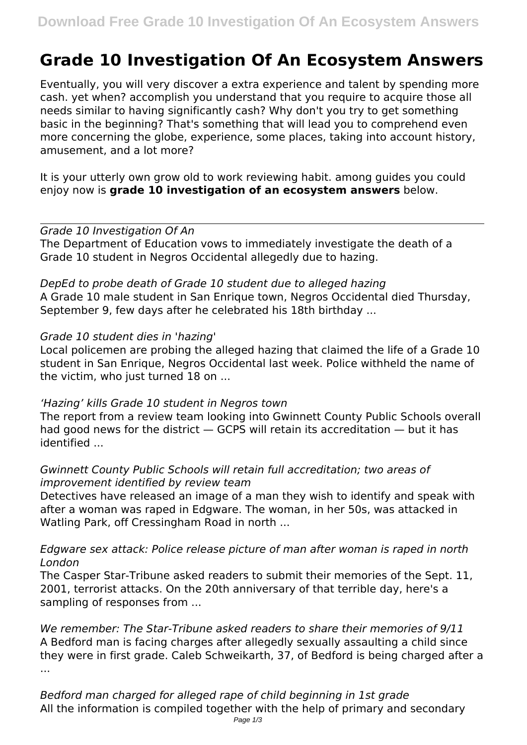# Grade 10 Investigation Of An Ecosystem Answers

Eventually, you will very discover a extra experience and talent by spending more cash. yet when? accomplish you understand that you require to acquire those all needs similar to having significantly cash? Why don't you try to get something basic in the beginning? That's something that will lead you to comprehend even more concerning the globe, experience, some places, taking into account history, amusement, and a lot more?

It is your utterly own grow old to work reviewing habit. among guides you could enjoy now is **grade 10 investigation of an ecosystem answers** below.

---

*Grade 10 Investigation Of An*

The Department of Education vows to immediately investigate the death of a Grade 10 student in Negros Occidental allegedly due to hazing.

*DepEd to probe death of Grade 10 student due to alleged hazing*

A Grade 10 male student in San Enrique town, Negros Occidental died Thursday, September 9, few days after he celebrated his 18th birthday ...

*Grade 10 student dies in 'hazing'*

Local policemen are probing the alleged hazing that claimed the life of a Grade 10 student in San Enrique, Negros Occidental last week. Police withheld the name of the victim, who just turned 18 on ...

*'Hazing' kills Grade 10 student in Negros town*

The report from a review team looking into Gwinnett County Public Schools overall had good news for the district — GCPS will retain its accreditation — but it has identified ...

*Gwinnett County Public Schools will retain full accreditation; two areas of improvement identified by review team*

Detectives have released an image of a man they wish to identify and speak with after a woman was raped in Edgware. The woman, in her 50s, was attacked in Watling Park, off Cressingham Road in north ...

*Edgware sex attack: Police release picture of man after woman is raped in north London*

The Casper Star-Tribune asked readers to submit their memories of the Sept. 11, 2001, terrorist attacks. On the 20th anniversary of that terrible day, here's a sampling of responses from ...

*We remember: The Star-Tribune asked readers to share their memories of 9/11*

A Bedford man is facing charges after allegedly sexually assaulting a child since they were in first grade. Caleb Schweikarth, 37, of Bedford is being charged after a ...

*Bedford man charged for alleged rape of child beginning in 1st grade*

All the information is compiled together with the help of primary and secondary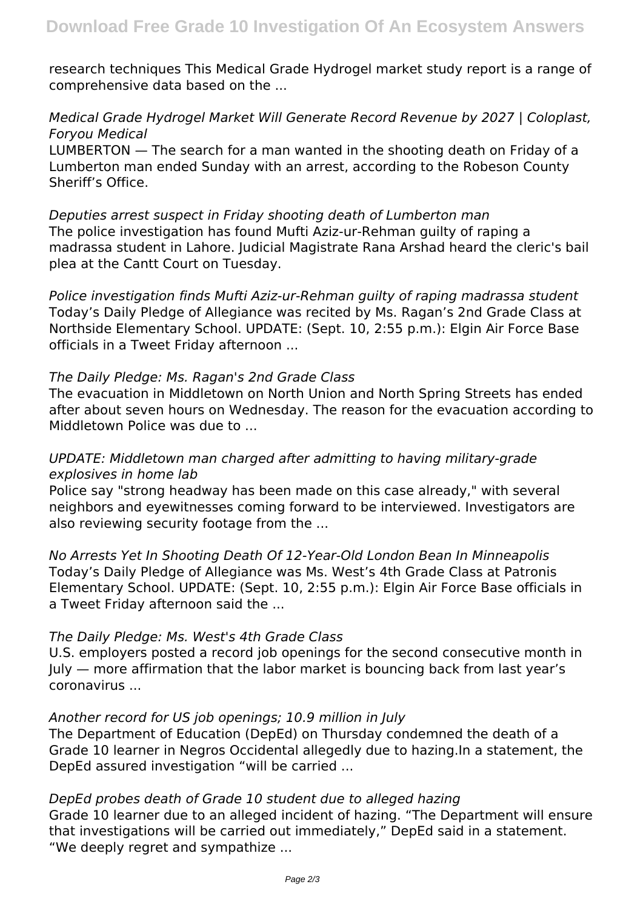research techniques This Medical Grade Hydrogel market study report is a range of comprehensive data based on the ...

*Medical Grade Hydrogel Market Will Generate Record Revenue by 2027 | Coloplast, Foryou Medical*

LUMBERTON — The search for a man wanted in the shooting death on Friday of a Lumberton man ended Sunday with an arrest, according to the Robeson County Sheriff's Office.

*Deputies arrest suspect in Friday shooting death of Lumberton man*

The police investigation has found Mufti Aziz-ur-Rehman guilty of raping a madrassa student in Lahore. Judicial Magistrate Rana Arshad heard the cleric's bail plea at the Cantt Court on Tuesday.

*Police investigation finds Mufti Aziz-ur-Rehman guilty of raping madrassa student*

Today's Daily Pledge of Allegiance was recited by Ms. Ragan's 2nd Grade Class at Northside Elementary School. UPDATE: (Sept. 10, 2:55 p.m.): Elgin Air Force Base officials in a Tweet Friday afternoon ...

*The Daily Pledge: Ms. Ragan's 2nd Grade Class*

The evacuation in Middletown on North Union and North Spring Streets has ended after about seven hours on Wednesday. The reason for the evacuation according to Middletown Police was due to ...

*UPDATE: Middletown man charged after admitting to having military-grade explosives in home lab*

Police say "strong headway has been made on this case already," with several neighbors and eyewitnesses coming forward to be interviewed. Investigators are also reviewing security footage from the ...

*No Arrests Yet In Shooting Death Of 12-Year-Old London Bean In Minneapolis*

Today's Daily Pledge of Allegiance was Ms. West's 4th Grade Class at Patronis Elementary School. UPDATE: (Sept. 10, 2:55 p.m.): Elgin Air Force Base officials in a Tweet Friday afternoon said the ...

*The Daily Pledge: Ms. West's 4th Grade Class*

U.S. employers posted a record job openings for the second consecutive month in July — more affirmation that the labor market is bouncing back from last year's coronavirus ...

*Another record for US job openings; 10.9 million in July*

The Department of Education (DepEd) on Thursday condemned the death of a Grade 10 learner in Negros Occidental allegedly due to hazing.In a statement, the DepEd assured investigation "will be carried ...

*DepEd probes death of Grade 10 student due to alleged hazing*

Grade 10 learner due to an alleged incident of hazing. "The Department will ensure that investigations will be carried out immediately," DepEd said in a statement. "We deeply regret and sympathize ...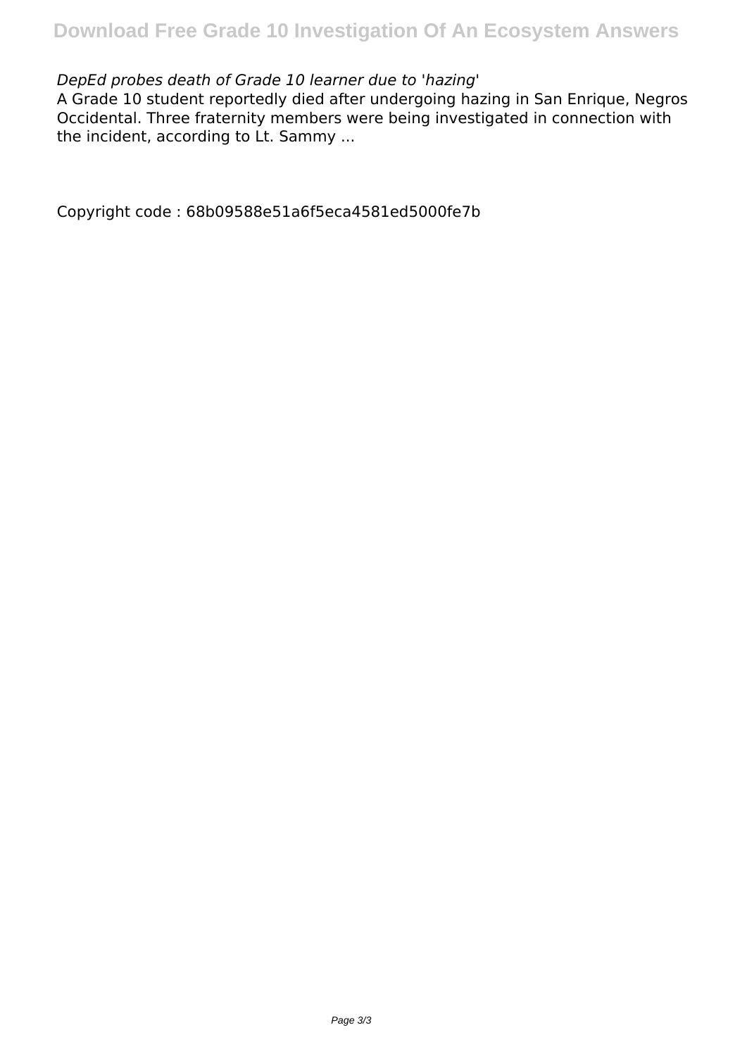*DepEd probes death of Grade 10 learner due to 'hazing'*

A Grade 10 student reportedly died after undergoing hazing in San Enrique, Negros Occidental. Three fraternity members were being investigated in connection with the incident, according to Lt. Sammy ...

Copyright code : 68b09588e51a6f5eca4581ed5000fe7b